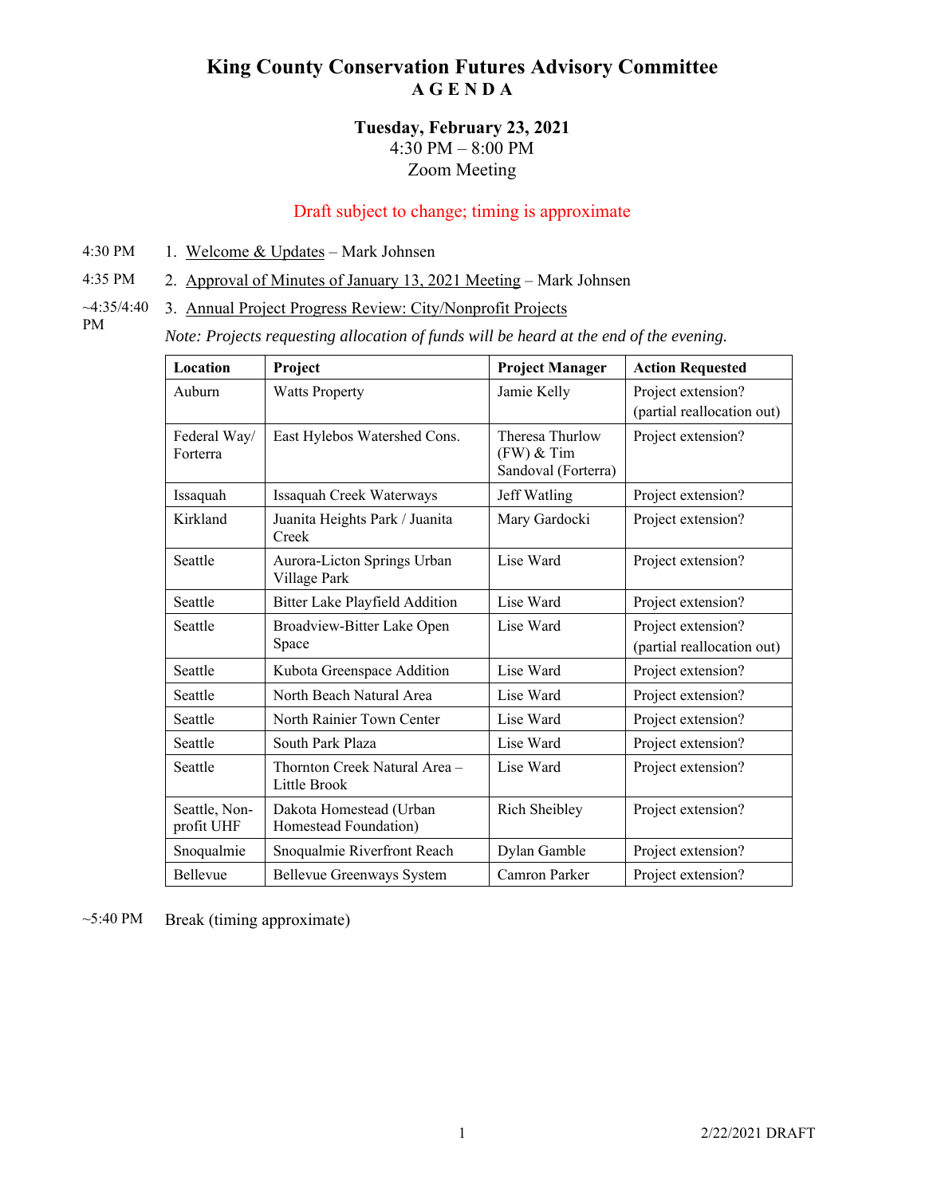# King County Conservation Futures Advisory Committee
## A G E N D A

**Tuesday, February 23, 2021**
4:30 PM – 8:00 PM
Zoom Meeting

Draft subject to change; timing is approximate

4:30 PM 1. Welcome & Updates – Mark Johnsen

4:35 PM 2. Approval of Minutes of January 13, 2021 Meeting – Mark Johnsen

~4:35/4:40 PM 3. Annual Project Progress Review: City/Nonprofit Projects

*Note: Projects requesting allocation of funds will be heard at the end of the evening.*

| Location | Project | Project Manager | Action Requested |
|---|---|---|---|
| Auburn | Watts Property | Jamie Kelly | Project extension? (partial reallocation out) |
| Federal Way/ Forterra | East Hylebos Watershed Cons. | Theresa Thurlow (FW) & Tim Sandoval (Forterra) | Project extension? |
| Issaquah | Issaquah Creek Waterways | Jeff Watling | Project extension? |
| Kirkland | Juanita Heights Park / Juanita Creek | Mary Gardocki | Project extension? |
| Seattle | Aurora-Licton Springs Urban Village Park | Lise Ward | Project extension? |
| Seattle | Bitter Lake Playfield Addition | Lise Ward | Project extension? |
| Seattle | Broadview-Bitter Lake Open Space | Lise Ward | Project extension? (partial reallocation out) |
| Seattle | Kubota Greenspace Addition | Lise Ward | Project extension? |
| Seattle | North Beach Natural Area | Lise Ward | Project extension? |
| Seattle | North Rainier Town Center | Lise Ward | Project extension? |
| Seattle | South Park Plaza | Lise Ward | Project extension? |
| Seattle | Thornton Creek Natural Area – Little Brook | Lise Ward | Project extension? |
| Seattle, Non-profit UHF | Dakota Homestead (Urban Homestead Foundation) | Rich Sheibley | Project extension? |
| Snoqualmie | Snoqualmie Riverfront Reach | Dylan Gamble | Project extension? |
| Bellevue | Bellevue Greenways System | Camron Parker | Project extension? |

~5:40 PM Break (timing approximate)

2/22/2021 DRAFT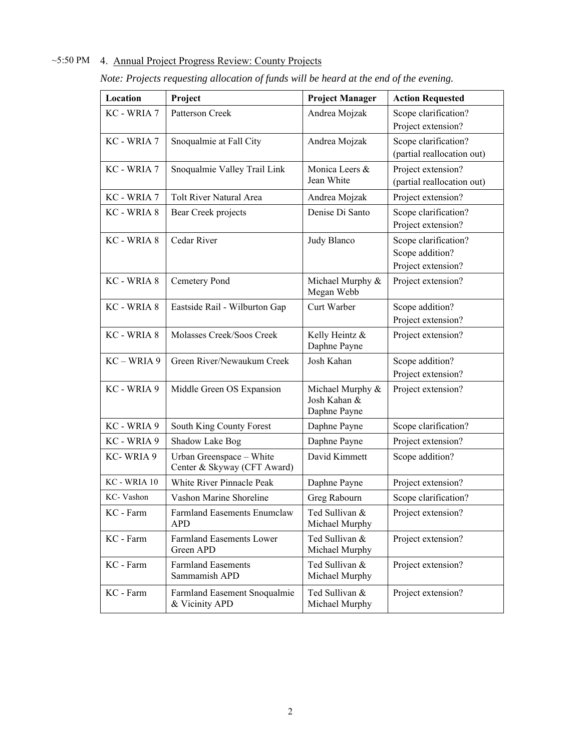~5:50 PM 4. Annual Project Progress Review: County Projects

*Note: Projects requesting allocation of funds will be heard at the end of the evening.*

| Location | Project | Project Manager | Action Requested |
|---|---|---|---|
| KC - WRIA 7 | Patterson Creek | Andrea Mojzak | Scope clarification? Project extension? |
| KC - WRIA 7 | Snoqualmie at Fall City | Andrea Mojzak | Scope clarification? (partial reallocation out) |
| KC - WRIA 7 | Snoqualmie Valley Trail Link | Monica Leers & Jean White | Project extension? (partial reallocation out) |
| KC - WRIA 7 | Tolt River Natural Area | Andrea Mojzak | Project extension? |
| KC - WRIA 8 | Bear Creek projects | Denise Di Santo | Scope clarification? Project extension? |
| KC - WRIA 8 | Cedar River | Judy Blanco | Scope clarification? Scope addition? Project extension? |
| KC - WRIA 8 | Cemetery Pond | Michael Murphy & Megan Webb | Project extension? |
| KC - WRIA 8 | Eastside Rail - Wilburton Gap | Curt Warber | Scope addition? Project extension? |
| KC - WRIA 8 | Molasses Creek/Soos Creek | Kelly Heintz & Daphne Payne | Project extension? |
| KC – WRIA 9 | Green River/Newaukum Creek | Josh Kahan | Scope addition? Project extension? |
| KC - WRIA 9 | Middle Green OS Expansion | Michael Murphy & Josh Kahan & Daphne Payne | Project extension? |
| KC - WRIA 9 | South King County Forest | Daphne Payne | Scope clarification? |
| KC - WRIA 9 | Shadow Lake Bog | Daphne Payne | Project extension? |
| KC- WRIA 9 | Urban Greenspace – White Center & Skyway (CFT Award) | David Kimmett | Scope addition? |
| KC - WRIA 10 | White River Pinnacle Peak | Daphne Payne | Project extension? |
| KC- Vashon | Vashon Marine Shoreline | Greg Rabourn | Scope clarification? |
| KC - Farm | Farmland Easements Enumclaw APD | Ted Sullivan & Michael Murphy | Project extension? |
| KC - Farm | Farmland Easements Lower Green APD | Ted Sullivan & Michael Murphy | Project extension? |
| KC - Farm | Farmland Easements Sammamish APD | Ted Sullivan & Michael Murphy | Project extension? |
| KC - Farm | Farmland Easement Snoqualmie & Vicinity APD | Ted Sullivan & Michael Murphy | Project extension? |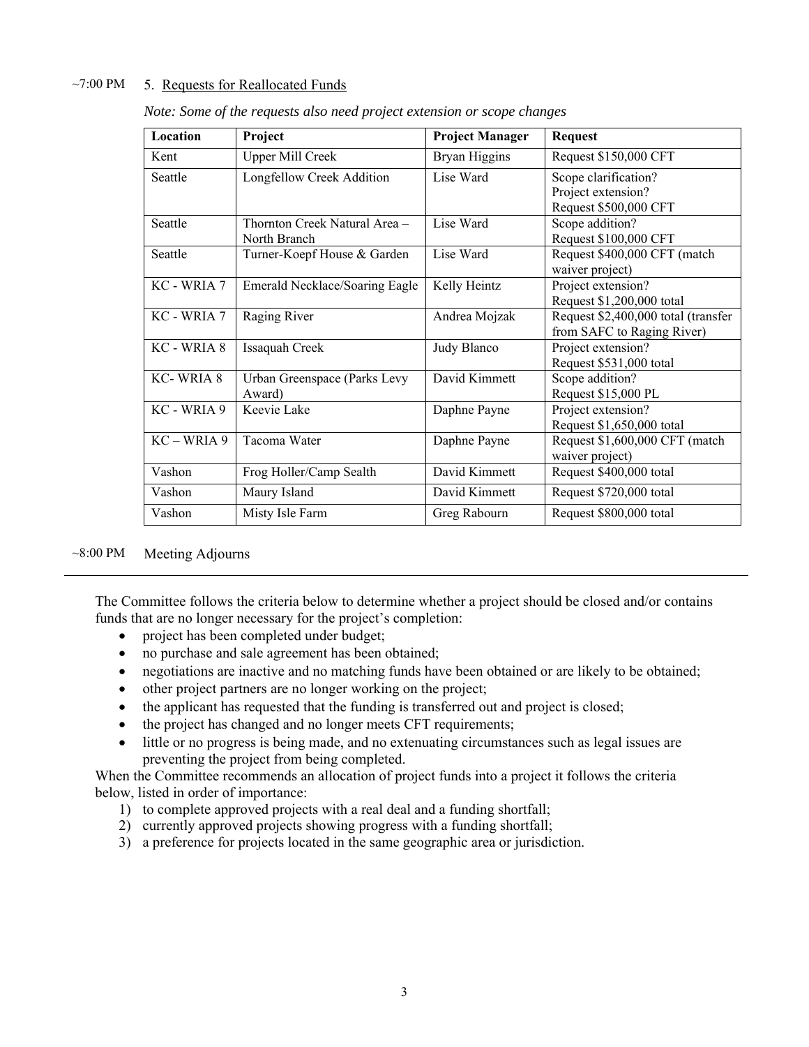~7:00 PM 5. Requests for Reallocated Funds

*Note: Some of the requests also need project extension or scope changes*

| Location | Project | Project Manager | Request |
|---|---|---|---|
| Kent | Upper Mill Creek | Bryan Higgins | Request $150,000 CFT |
| Seattle | Longfellow Creek Addition | Lise Ward | Scope clarification?<br>Project extension?<br>Request $500,000 CFT |
| Seattle | Thornton Creek Natural Area – North Branch | Lise Ward | Scope addition?<br>Request $100,000 CFT |
| Seattle | Turner-Koepf House & Garden | Lise Ward | Request $400,000 CFT (match waiver project) |
| KC - WRIA 7 | Emerald Necklace/Soaring Eagle | Kelly Heintz | Project extension?<br>Request $1,200,000 total |
| KC - WRIA 7 | Raging River | Andrea Mojzak | Request $2,400,000 total (transfer from SAFC to Raging River) |
| KC - WRIA 8 | Issaquah Creek | Judy Blanco | Project extension?<br>Request $531,000 total |
| KC- WRIA 8 | Urban Greenspace (Parks Levy Award) | David Kimmett | Scope addition?<br>Request $15,000 PL |
| KC - WRIA 9 | Keevie Lake | Daphne Payne | Project extension?<br>Request $1,650,000 total |
| KC – WRIA 9 | Tacoma Water | Daphne Payne | Request $1,600,000 CFT (match waiver project) |
| Vashon | Frog Holler/Camp Sealth | David Kimmett | Request $400,000 total |
| Vashon | Maury Island | David Kimmett | Request $720,000 total |
| Vashon | Misty Isle Farm | Greg Rabourn | Request $800,000 total |

~8:00 PM Meeting Adjourns

---

The Committee follows the criteria below to determine whether a project should be closed and/or contains funds that are no longer necessary for the project's completion:

- project has been completed under budget;
- no purchase and sale agreement has been obtained;
- negotiations are inactive and no matching funds have been obtained or are likely to be obtained;
- other project partners are no longer working on the project;
- the applicant has requested that the funding is transferred out and project is closed;
- the project has changed and no longer meets CFT requirements;
- little or no progress is being made, and no extenuating circumstances such as legal issues are preventing the project from being completed.

When the Committee recommends an allocation of project funds into a project it follows the criteria below, listed in order of importance:

1) to complete approved projects with a real deal and a funding shortfall;
2) currently approved projects showing progress with a funding shortfall;
3) a preference for projects located in the same geographic area or jurisdiction.